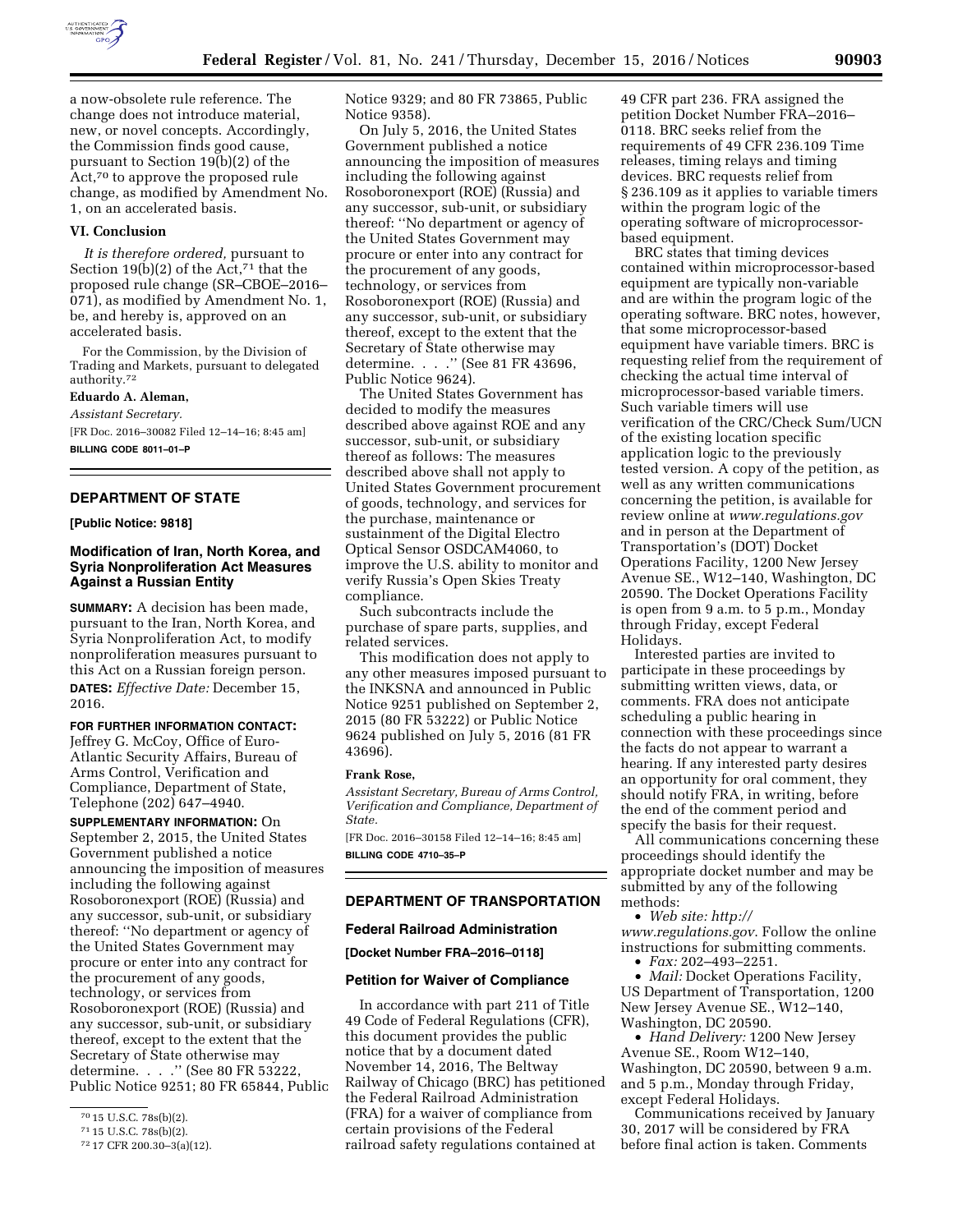a now-obsolete rule reference. The change does not introduce material, new, or novel concepts. Accordingly, the Commission finds good cause, pursuant to Section 19(b)(2) of the Act,[70] to approve the proposed rule change, as modified by Amendment No. 1, on an accelerated basis.

### VI. Conclusion

*It is therefore ordered,* pursuant to Section 19(b)(2) of the Act,[71] that the proposed rule change (SR–CBOE–2016–071), as modified by Amendment No. 1, be, and hereby is, approved on an accelerated basis.

For the Commission, by the Division of Trading and Markets, pursuant to delegated authority.[72]

**Eduardo A. Aleman,**

*Assistant Secretary.*

[FR Doc. 2016–30082 Filed 12–14–16; 8:45 am]

**BILLING CODE 8011–01–P**

[70] 15 U.S.C. 78s(b)(2).

[71] 15 U.S.C. 78s(b)(2).

[72] 17 CFR 200.30–3(a)(12).

## DEPARTMENT OF STATE

**[Public Notice: 9818]**

### Modification of Iran, North Korea, and Syria Nonproliferation Act Measures Against a Russian Entity

**SUMMARY:** A decision has been made, pursuant to the Iran, North Korea, and Syria Nonproliferation Act, to modify nonproliferation measures pursuant to this Act on a Russian foreign person.

**DATES:** *Effective Date:* December 15, 2016.

**FOR FURTHER INFORMATION CONTACT:** Jeffrey G. McCoy, Office of Euro-Atlantic Security Affairs, Bureau of Arms Control, Verification and Compliance, Department of State, Telephone (202) 647–4940.

**SUPPLEMENTARY INFORMATION:** On September 2, 2015, the United States Government published a notice announcing the imposition of measures including the following against Rosoboronexport (ROE) (Russia) and any successor, sub-unit, or subsidiary thereof: ''No department or agency of the United States Government may procure or enter into any contract for the procurement of any goods, technology, or services from Rosoboronexport (ROE) (Russia) and any successor, sub-unit, or subsidiary thereof, except to the extent that the Secretary of State otherwise may determine. . . .'' (See 80 FR 53222, Public Notice 9251; 80 FR 65844, Public Notice 9329; and 80 FR 73865, Public Notice 9358).

On July 5, 2016, the United States Government published a notice announcing the imposition of measures including the following against Rosoboronexport (ROE) (Russia) and any successor, sub-unit, or subsidiary thereof: ''No department or agency of the United States Government may procure or enter into any contract for the procurement of any goods, technology, or services from Rosoboronexport (ROE) (Russia) and any successor, sub-unit, or subsidiary thereof, except to the extent that the Secretary of State otherwise may determine. . . .'' (See 81 FR 43696, Public Notice 9624).

The United States Government has decided to modify the measures described above against ROE and any successor, sub-unit, or subsidiary thereof as follows: The measures described above shall not apply to United States Government procurement of goods, technology, and services for the purchase, maintenance or sustainment of the Digital Electro Optical Sensor OSDCAM4060, to improve the U.S. ability to monitor and verify Russia's Open Skies Treaty compliance.

Such subcontracts include the purchase of spare parts, supplies, and related services.

This modification does not apply to any other measures imposed pursuant to the INKSNA and announced in Public Notice 9251 published on September 2, 2015 (80 FR 53222) or Public Notice 9624 published on July 5, 2016 (81 FR 43696).

**Frank Rose,**

*Assistant Secretary, Bureau of Arms Control, Verification and Compliance, Department of State.*

[FR Doc. 2016–30158 Filed 12–14–16; 8:45 am]

**BILLING CODE 4710–35–P**

## DEPARTMENT OF TRANSPORTATION

### Federal Railroad Administration

**[Docket Number FRA–2016–0118]**

### Petition for Waiver of Compliance

In accordance with part 211 of Title 49 Code of Federal Regulations (CFR), this document provides the public notice that by a document dated November 14, 2016, The Beltway Railway of Chicago (BRC) has petitioned the Federal Railroad Administration (FRA) for a waiver of compliance from certain provisions of the Federal railroad safety regulations contained at 49 CFR part 236. FRA assigned the petition Docket Number FRA–2016–0118. BRC seeks relief from the requirements of 49 CFR 236.109 Time releases, timing relays and timing devices. BRC requests relief from § 236.109 as it applies to variable timers within the program logic of the operating software of microprocessor-based equipment.

BRC states that timing devices contained within microprocessor-based equipment are typically non-variable and are within the program logic of the operating software. BRC notes, however, that some microprocessor-based equipment have variable timers. BRC is requesting relief from the requirement of checking the actual time interval of microprocessor-based variable timers. Such variable timers will use verification of the CRC/Check Sum/UCN of the existing location specific application logic to the previously tested version. A copy of the petition, as well as any written communications concerning the petition, is available for review online at *www.regulations.gov* and in person at the Department of Transportation's (DOT) Docket Operations Facility, 1200 New Jersey Avenue SE., W12–140, Washington, DC 20590. The Docket Operations Facility is open from 9 a.m. to 5 p.m., Monday through Friday, except Federal Holidays.

Interested parties are invited to participate in these proceedings by submitting written views, data, or comments. FRA does not anticipate scheduling a public hearing in connection with these proceedings since the facts do not appear to warrant a hearing. If any interested party desires an opportunity for oral comment, they should notify FRA, in writing, before the end of the comment period and specify the basis for their request.

All communications concerning these proceedings should identify the appropriate docket number and may be submitted by any of the following methods:

- *Web site: http://www.regulations.gov*. Follow the online instructions for submitting comments.
- *Fax:* 202–493–2251.
- *Mail:* Docket Operations Facility, US Department of Transportation, 1200 New Jersey Avenue SE., W12–140, Washington, DC 20590.
- *Hand Delivery:* 1200 New Jersey Avenue SE., Room W12–140, Washington, DC 20590, between 9 a.m. and 5 p.m., Monday through Friday, except Federal Holidays.

Communications received by January 30, 2017 will be considered by FRA before final action is taken. Comments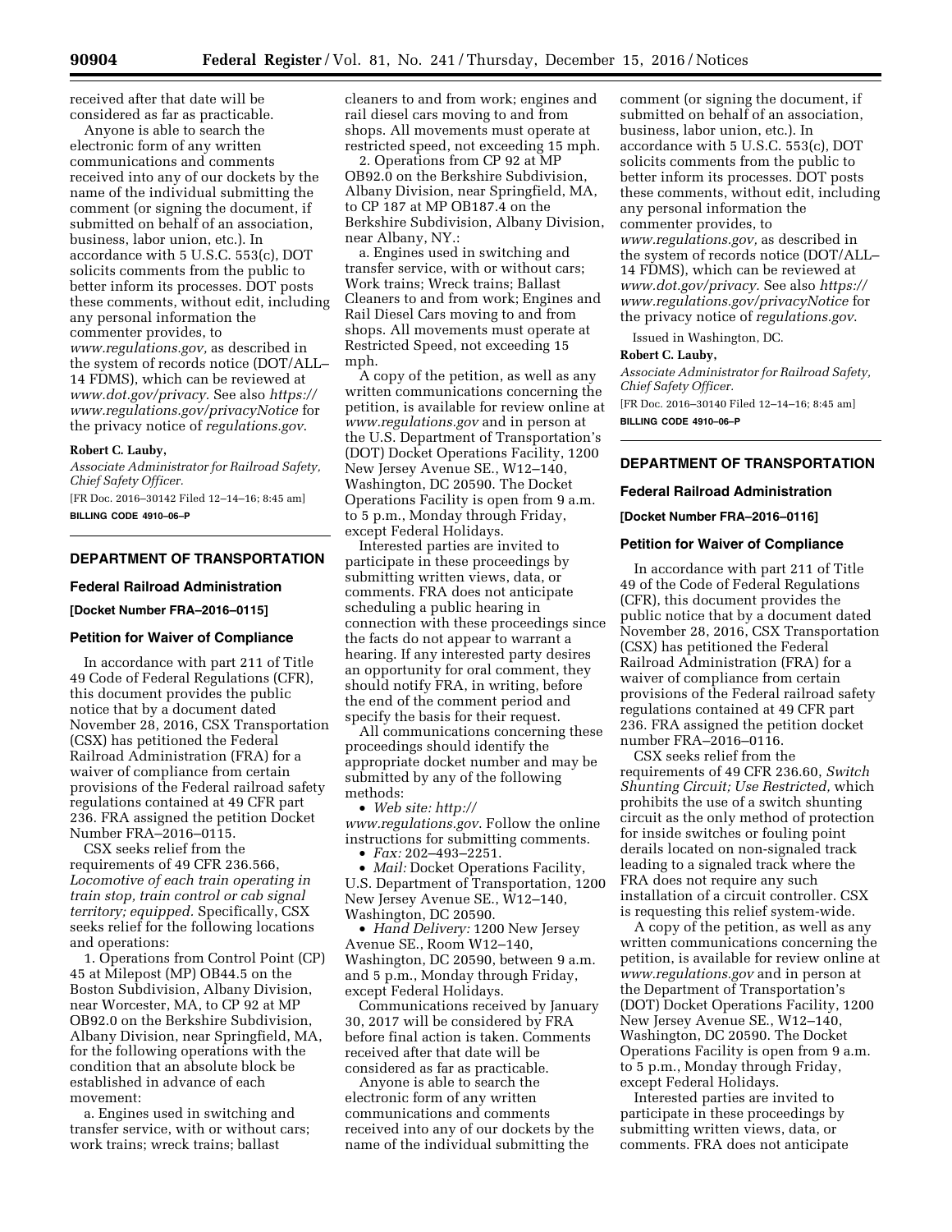received after that date will be considered as far as practicable.

Anyone is able to search the electronic form of any written communications and comments received into any of our dockets by the name of the individual submitting the comment (or signing the document, if submitted on behalf of an association, business, labor union, etc.). In accordance with 5 U.S.C. 553(c), DOT solicits comments from the public to better inform its processes. DOT posts these comments, without edit, including any personal information the commenter provides, to *www.regulations.gov,* as described in the system of records notice (DOT/ALL–14 FDMS), which can be reviewed at *www.dot.gov/privacy.* See also *https://www.regulations.gov/privacyNotice* for the privacy notice of *regulations.gov*.

**Robert C. Lauby,**

*Associate Administrator for Railroad Safety, Chief Safety Officer.*

[FR Doc. 2016–30142 Filed 12–14–16; 8:45 am]

**BILLING CODE 4910–06–P**

## DEPARTMENT OF TRANSPORTATION

### Federal Railroad Administration

**[Docket Number FRA–2016–0115]**

### Petition for Waiver of Compliance

In accordance with part 211 of Title 49 Code of Federal Regulations (CFR), this document provides the public notice that by a document dated November 28, 2016, CSX Transportation (CSX) has petitioned the Federal Railroad Administration (FRA) for a waiver of compliance from certain provisions of the Federal railroad safety regulations contained at 49 CFR part 236. FRA assigned the petition Docket Number FRA–2016–0115.

CSX seeks relief from the requirements of 49 CFR 236.566, *Locomotive of each train operating in train stop, train control or cab signal territory; equipped.* Specifically, CSX seeks relief for the following locations and operations:

1. Operations from Control Point (CP) 45 at Milepost (MP) OB44.5 on the Boston Subdivision, Albany Division, near Worcester, MA, to CP 92 at MP OB92.0 on the Berkshire Subdivision, Albany Division, near Springfield, MA, for the following operations with the condition that an absolute block be established in advance of each movement:

a. Engines used in switching and transfer service, with or without cars; work trains; wreck trains; ballast cleaners to and from work; engines and rail diesel cars moving to and from shops. All movements must operate at restricted speed, not exceeding 15 mph.

2. Operations from CP 92 at MP OB92.0 on the Berkshire Subdivision, Albany Division, near Springfield, MA, to CP 187 at MP OB187.4 on the Berkshire Subdivision, Albany Division, near Albany, NY.:

a. Engines used in switching and transfer service, with or without cars; Work trains; Wreck trains; Ballast Cleaners to and from work; Engines and Rail Diesel Cars moving to and from shops. All movements must operate at Restricted Speed, not exceeding 15 mph.

A copy of the petition, as well as any written communications concerning the petition, is available for review online at *www.regulations.gov* and in person at the U.S. Department of Transportation's (DOT) Docket Operations Facility, 1200 New Jersey Avenue SE., W12–140, Washington, DC 20590. The Docket Operations Facility is open from 9 a.m. to 5 p.m., Monday through Friday, except Federal Holidays.

Interested parties are invited to participate in these proceedings by submitting written views, data, or comments. FRA does not anticipate scheduling a public hearing in connection with these proceedings since the facts do not appear to warrant a hearing. If any interested party desires an opportunity for oral comment, they should notify FRA, in writing, before the end of the comment period and specify the basis for their request.

All communications concerning these proceedings should identify the appropriate docket number and may be submitted by any of the following methods:

- *Web site: http://www.regulations.gov*. Follow the online instructions for submitting comments.
- *Fax:* 202–493–2251.
- *Mail:* Docket Operations Facility, U.S. Department of Transportation, 1200 New Jersey Avenue SE., W12–140, Washington, DC 20590.
- *Hand Delivery:* 1200 New Jersey Avenue SE., Room W12–140, Washington, DC 20590, between 9 a.m. and 5 p.m., Monday through Friday, except Federal Holidays.

Communications received by January 30, 2017 will be considered by FRA before final action is taken. Comments received after that date will be considered as far as practicable.

Anyone is able to search the electronic form of any written communications and comments received into any of our dockets by the name of the individual submitting the comment (or signing the document, if submitted on behalf of an association, business, labor union, etc.). In accordance with 5 U.S.C. 553(c), DOT solicits comments from the public to better inform its processes. DOT posts these comments, without edit, including any personal information the commenter provides, to *www.regulations.gov,* as described in the system of records notice (DOT/ALL–14 FDMS), which can be reviewed at *www.dot.gov/privacy.* See also *https://www.regulations.gov/privacyNotice* for the privacy notice of *regulations.gov*.

Issued in Washington, DC.

**Robert C. Lauby,**

*Associate Administrator for Railroad Safety, Chief Safety Officer.*

[FR Doc. 2016–30140 Filed 12–14–16; 8:45 am]

**BILLING CODE 4910–06–P**

## DEPARTMENT OF TRANSPORTATION

### Federal Railroad Administration

**[Docket Number FRA–2016–0116]**

### Petition for Waiver of Compliance

In accordance with part 211 of Title 49 of the Code of Federal Regulations (CFR), this document provides the public notice that by a document dated November 28, 2016, CSX Transportation (CSX) has petitioned the Federal Railroad Administration (FRA) for a waiver of compliance from certain provisions of the Federal railroad safety regulations contained at 49 CFR part 236. FRA assigned the petition docket number FRA–2016–0116.

CSX seeks relief from the requirements of 49 CFR 236.60, *Switch Shunting Circuit; Use Restricted,* which prohibits the use of a switch shunting circuit as the only method of protection for inside switches or fouling point derails located on non-signaled track leading to a signaled track where the FRA does not require any such installation of a circuit controller. CSX is requesting this relief system-wide.

A copy of the petition, as well as any written communications concerning the petition, is available for review online at *www.regulations.gov* and in person at the Department of Transportation's (DOT) Docket Operations Facility, 1200 New Jersey Avenue SE., W12–140, Washington, DC 20590. The Docket Operations Facility is open from 9 a.m. to 5 p.m., Monday through Friday, except Federal Holidays.

Interested parties are invited to participate in these proceedings by submitting written views, data, or comments. FRA does not anticipate